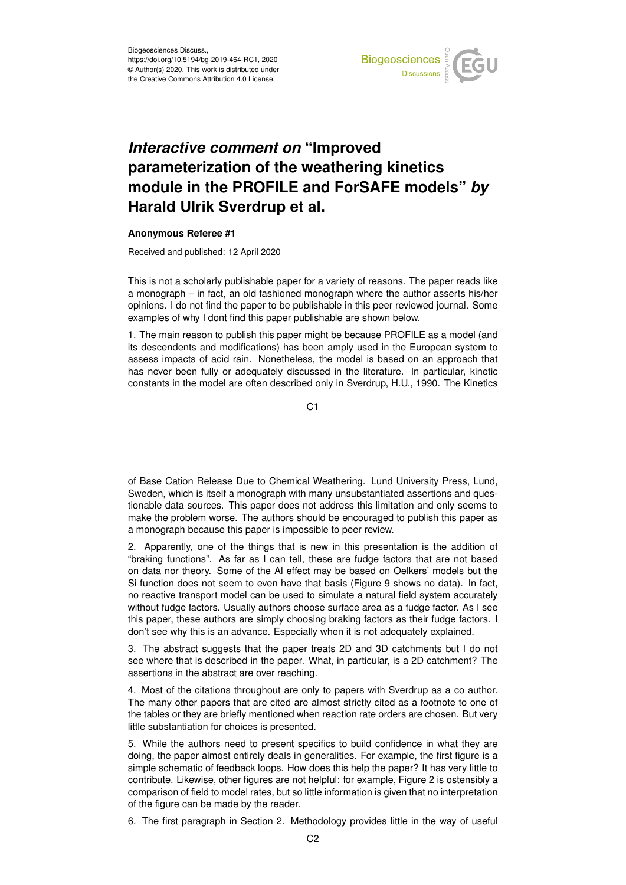Biogeosciences Discuss.,
https://doi.org/10.5194/bg-2019-464-RC1, 2020
© Author(s) 2020. This work is distributed under
the Creative Commons Attribution 4.0 License.

# *Interactive comment on* "Improved parameterization of the weathering kinetics module in the PROFILE and ForSAFE models" *by* Harald Ulrik Sverdrup et al.

**Anonymous Referee #1**

Received and published: 12 April 2020

This is not a scholarly publishable paper for a variety of reasons. The paper reads like a monograph – in fact, an old fashioned monograph where the author asserts his/her opinions. I do not find the paper to be publishable in this peer reviewed journal. Some examples of why I dont find this paper publishable are shown below.

1. The main reason to publish this paper might be because PROFILE as a model (and its descendents and modifications) has been amply used in the European system to assess impacts of acid rain. Nonetheless, the model is based on an approach that has never been fully or adequately discussed in the literature. In particular, kinetic constants in the model are often described only in Sverdrup, H.U., 1990. The Kinetics of Base Cation Release Due to Chemical Weathering. Lund University Press, Lund, Sweden, which is itself a monograph with many unsubstantiated assertions and questionable data sources. This paper does not address this limitation and only seems to make the problem worse. The authors should be encouraged to publish this paper as a monograph because this paper is impossible to peer review.

2. Apparently, one of the things that is new in this presentation is the addition of "braking functions". As far as I can tell, these are fudge factors that are not based on data nor theory. Some of the Al effect may be based on Oelkers' models but the Si function does not seem to even have that basis (Figure 9 shows no data). In fact, no reactive transport model can be used to simulate a natural field system accurately without fudge factors. Usually authors choose surface area as a fudge factor. As I see this paper, these authors are simply choosing braking factors as their fudge factors. I don't see why this is an advance. Especially when it is not adequately explained.

3. The abstract suggests that the paper treats 2D and 3D catchments but I do not see where that is described in the paper. What, in particular, is a 2D catchment? The assertions in the abstract are over reaching.

4. Most of the citations throughout are only to papers with Sverdrup as a co author. The many other papers that are cited are almost strictly cited as a footnote to one of the tables or they are briefly mentioned when reaction rate orders are chosen. But very little substantiation for choices is presented.

5. While the authors need to present specifics to build confidence in what they are doing, the paper almost entirely deals in generalities. For example, the first figure is a simple schematic of feedback loops. How does this help the paper? It has very little to contribute. Likewise, other figures are not helpful: for example, Figure 2 is ostensibly a comparison of field to model rates, but so little information is given that no interpretation of the figure can be made by the reader.

6. The first paragraph in Section 2. Methodology provides little in the way of useful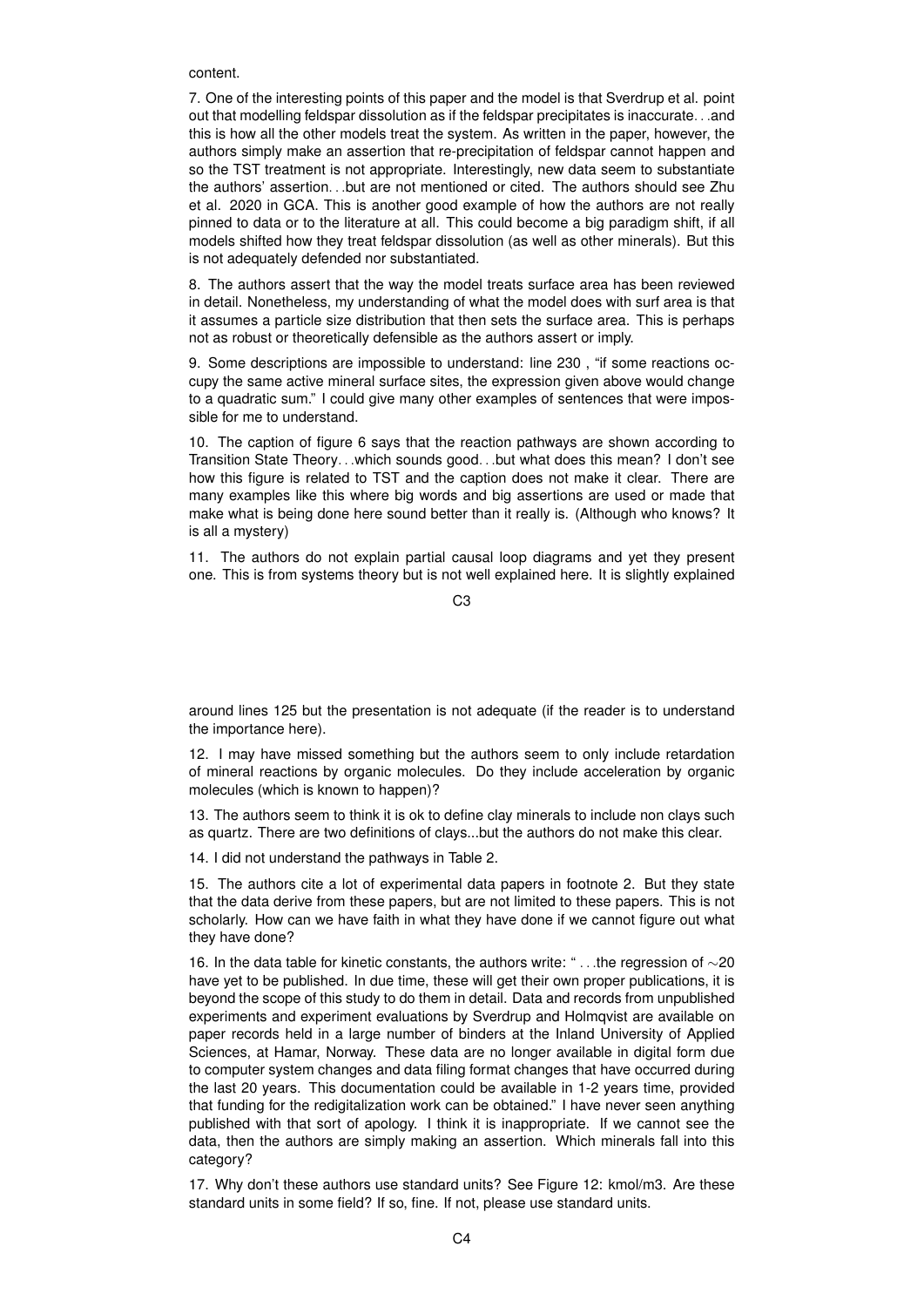content.

7. One of the interesting points of this paper and the model is that Sverdrup et al. point out that modelling feldspar dissolution as if the feldspar precipitates is inaccurate. . .and this is how all the other models treat the system. As written in the paper, however, the authors simply make an assertion that re-precipitation of feldspar cannot happen and so the TST treatment is not appropriate. Interestingly, new data seem to substantiate the authors' assertion. . .but are not mentioned or cited. The authors should see Zhu et al. 2020 in GCA. This is another good example of how the authors are not really pinned to data or to the literature at all. This could become a big paradigm shift, if all models shifted how they treat feldspar dissolution (as well as other minerals). But this is not adequately defended nor substantiated.

8. The authors assert that the way the model treats surface area has been reviewed in detail. Nonetheless, my understanding of what the model does with surf area is that it assumes a particle size distribution that then sets the surface area. This is perhaps not as robust or theoretically defensible as the authors assert or imply.

9. Some descriptions are impossible to understand: line 230 , "if some reactions occupy the same active mineral surface sites, the expression given above would change to a quadratic sum." I could give many other examples of sentences that were impossible for me to understand.

10. The caption of figure 6 says that the reaction pathways are shown according to Transition State Theory. . .which sounds good. . .but what does this mean? I don't see how this figure is related to TST and the caption does not make it clear. There are many examples like this where big words and big assertions are used or made that make what is being done here sound better than it really is. (Although who knows? It is all a mystery)

11. The authors do not explain partial causal loop diagrams and yet they present one. This is from systems theory but is not well explained here. It is slightly explained around lines 125 but the presentation is not adequate (if the reader is to understand the importance here).

12. I may have missed something but the authors seem to only include retardation of mineral reactions by organic molecules. Do they include acceleration by organic molecules (which is known to happen)?

13. The authors seem to think it is ok to define clay minerals to include non clays such as quartz. There are two definitions of clays...but the authors do not make this clear.

14. I did not understand the pathways in Table 2.

15. The authors cite a lot of experimental data papers in footnote 2. But they state that the data derive from these papers, but are not limited to these papers. This is not scholarly. How can we have faith in what they have done if we cannot figure out what they have done?

16. In the data table for kinetic constants, the authors write: " . . .the regression of $\sim$20 have yet to be published. In due time, these will get their own proper publications, it is beyond the scope of this study to do them in detail. Data and records from unpublished experiments and experiment evaluations by Sverdrup and Holmqvist are available on paper records held in a large number of binders at the Inland University of Applied Sciences, at Hamar, Norway. These data are no longer available in digital form due to computer system changes and data filing format changes that have occurred during the last 20 years. This documentation could be available in 1-2 years time, provided that funding for the redigitalization work can be obtained." I have never seen anything published with that sort of apology. I think it is inappropriate. If we cannot see the data, then the authors are simply making an assertion. Which minerals fall into this category?

17. Why don't these authors use standard units? See Figure 12: kmol/m3. Are these standard units in some field? If so, fine. If not, please use standard units.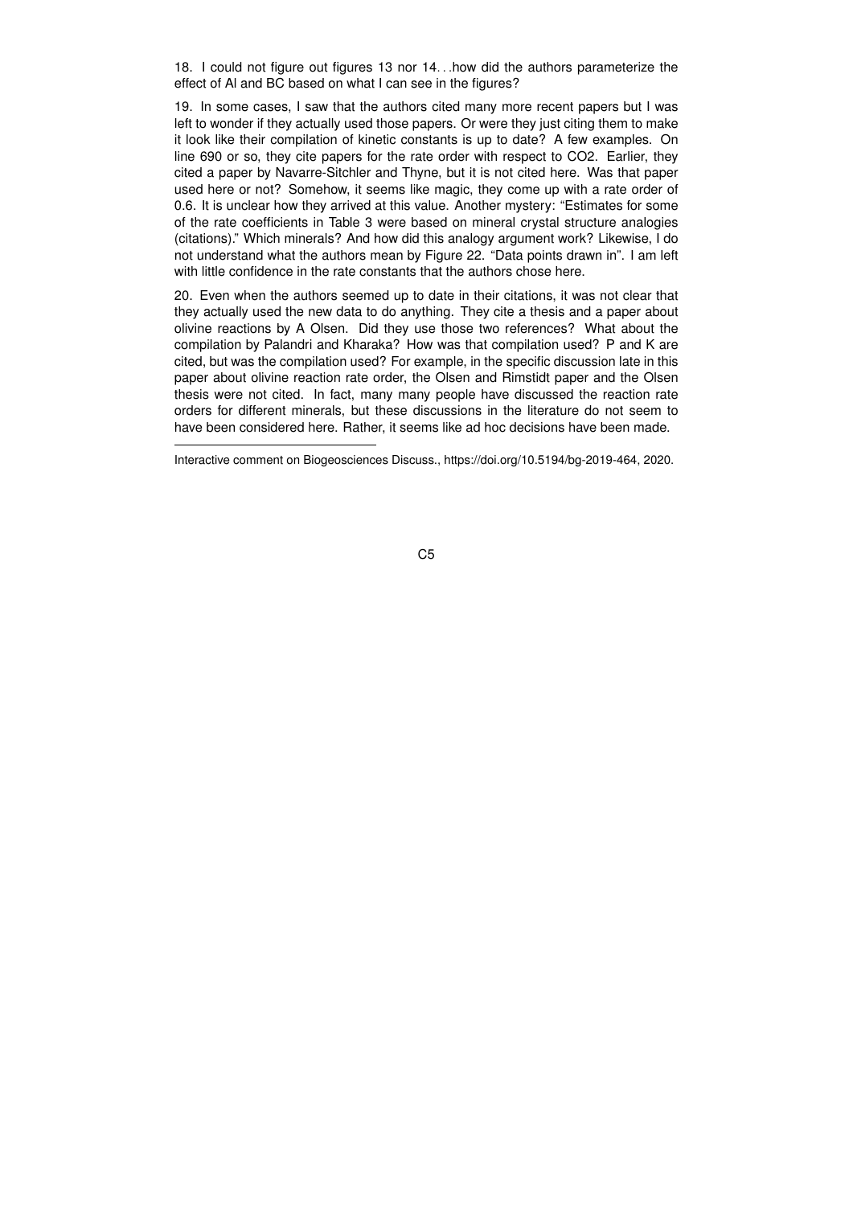18. I could not figure out figures 13 nor 14…how did the authors parameterize the effect of Al and BC based on what I can see in the figures?

19. In some cases, I saw that the authors cited many more recent papers but I was left to wonder if they actually used those papers. Or were they just citing them to make it look like their compilation of kinetic constants is up to date? A few examples. On line 690 or so, they cite papers for the rate order with respect to CO2. Earlier, they cited a paper by Navarre-Sitchler and Thyne, but it is not cited here. Was that paper used here or not? Somehow, it seems like magic, they come up with a rate order of 0.6. It is unclear how they arrived at this value. Another mystery: "Estimates for some of the rate coefficients in Table 3 were based on mineral crystal structure analogies (citations)." Which minerals? And how did this analogy argument work? Likewise, I do not understand what the authors mean by Figure 22. "Data points drawn in". I am left with little confidence in the rate constants that the authors chose here.

20. Even when the authors seemed up to date in their citations, it was not clear that they actually used the new data to do anything. They cite a thesis and a paper about olivine reactions by A Olsen. Did they use those two references? What about the compilation by Palandri and Kharaka? How was that compilation used? P and K are cited, but was the compilation used? For example, in the specific discussion late in this paper about olivine reaction rate order, the Olsen and Rimstidt paper and the Olsen thesis were not cited. In fact, many many people have discussed the reaction rate orders for different minerals, but these discussions in the literature do not seem to have been considered here. Rather, it seems like ad hoc decisions have been made.

---

Interactive comment on Biogeosciences Discuss., https://doi.org/10.5194/bg-2019-464, 2020.